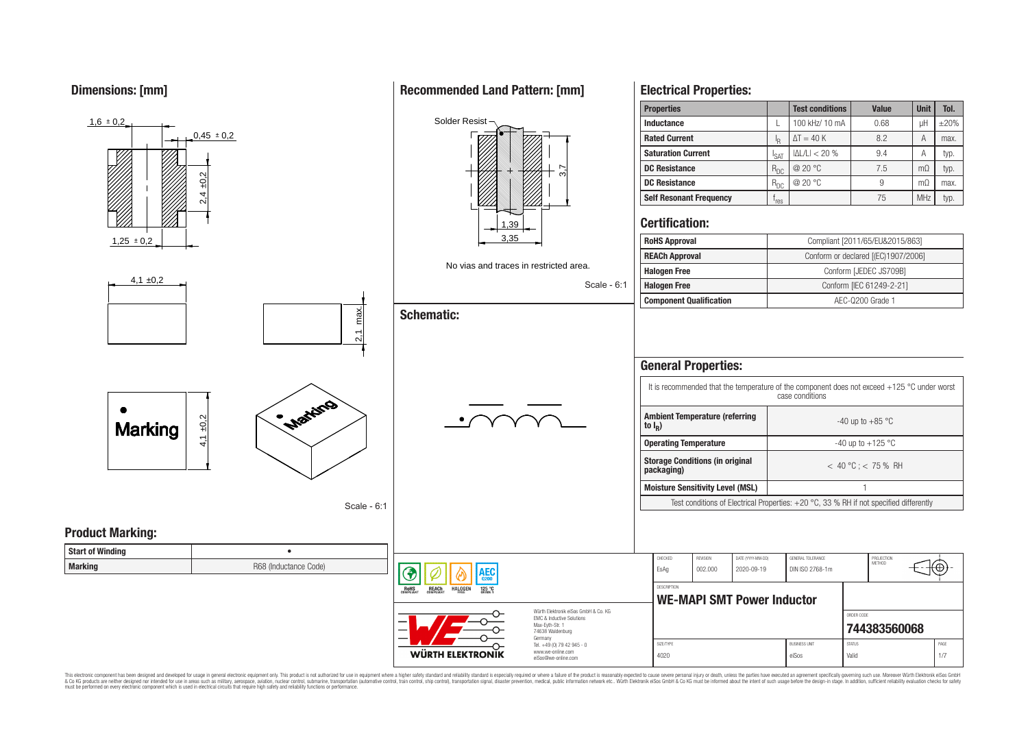## Dimensions: [mm]

1,6 ± 0,2

0,45 ± 0,2

2,4 ±0,2

1,25 ± 0,2

4,1 ±0,2

2,1 max.

Marking

4,1 ±0,2

Scale - 6:1

## Recommended Land Pattern: [mm]

Solder Resist

3,7

1,39

3,35

No vias and traces in restricted area.

Scale - 6:1

## Schematic:

## Electrical Properties:

| Properties | | Test conditions | Value | Unit | Tol. |
|---|---|---|---|---|---|
| Inductance | L | 100 kHz/ 10 mA | 0.68 | µH | ±20% |
| Rated Current | $I_R$ | ΔT = 40 K | 8.2 | A | max. |
| Saturation Current | $I_{SAT}$ | \|ΔL/L\| < 20 % | 9.4 | A | typ. |
| DC Resistance | $R_{DC}$ | @ 20 °C | 7.5 | mΩ | typ. |
| DC Resistance | $R_{DC}$ | @ 20 °C | 9 | mΩ | max. |
| Self Resonant Frequency | $f_{res}$ | | 75 | MHz | typ. |

## Certification:

| | |
|---|---|
| RoHS Approval | Compliant [2011/65/EU&2015/863] |
| REACh Approval | Conform or declared [(EC)1907/2006] |
| Halogen Free | Conform [JEDEC JS709B] |
| Halogen Free | Conform [IEC 61249-2-21] |
| Component Qualification | AEC-Q200 Grade 1 |

## General Properties:

| It is recommended that the temperature of the component does not exceed +125 °C under worst case conditions | |
|---|---|
| Ambient Temperature (referring to $I_R$) | -40 up to +85 °C |
| Operating Temperature | -40 up to +125 °C |
| Storage Conditions (in original packaging) | < 40 °C ; < 75 % RH |
| Moisture Sensitivity Level (MSL) | 1 |
| Test conditions of Electrical Properties: +20 °C, 33 % RH if not specified differently | |

## Product Marking:

| | |
|---|---|
| Start of Winding | • |
| Marking | R68 (Inductance Code) |

RoHS COMPLIANT · REACh COMPLIANT · HALOGEN FREE · 125 °C GRADE 1 · AEC Q200

Würth Elektronik eiSos GmbH & Co. KG
EMC & Inductive Solutions
Max-Eyth-Str. 1
74638 Waldenburg
Germany
Tel. +49 (0) 79 42 945 - 0
www.we-online.com
eiSos@we-online.com

WÜRTH ELEKTRONIK

| CHECKED | REVISION | DATE (YYYY-MM-DD) | GENERAL TOLERANCE | PROJECTION METHOD |
|---|---|---|---|---|
| EsAg | 002.000 | 2020-09-19 | DIN ISO 2768-1m | |

DESCRIPTION: **WE-MAPI SMT Power Inductor**

ORDER CODE: **744383560068**

| SIZE/TYPE | BUSINESS UNIT | STATUS | PAGE |
|---|---|---|---|
| 4020 | eiSos | Valid | 1/7 |

This electronic component has been designed and developed for usage in general electronic equipment only. This product is not authorized for use in equipment where a higher safety standard and reliability standard is especially required or where a failure of the product is reasonably expected to cause severe personal injury or death, unless the parties have executed an agreement specifically governing such use. Moreover Würth Elektronik eiSos GmbH & Co KG products are neither designed nor intended for use in areas such as military, aerospace, aviation, nuclear control, submarine, transportation (automotive control, train control, ship control), transportation signal, disaster prevention, medical, public information network etc.. Würth Elektronik eiSos GmbH & Co KG must be informed about the intent of such usage before the design-in stage. In addition, sufficient reliability evaluation checks for safety must be performed on every electronic component which is used in electrical circuits that require high safety and reliability functions or performance.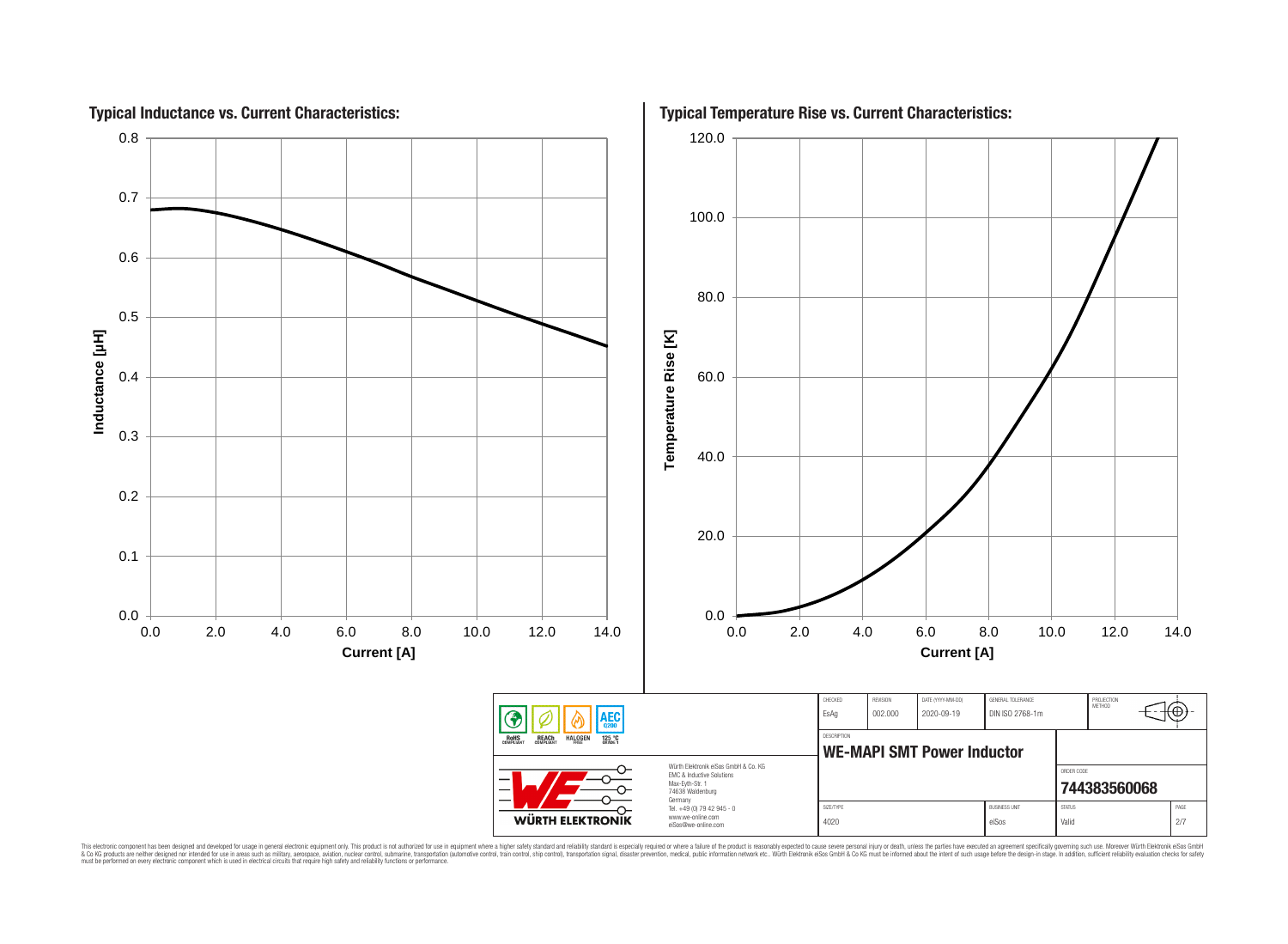## Typical Inductance vs. Current Characteristics:

Inductance [µH] vs. Current [A]

## Typical Temperature Rise vs. Current Characteristics:

Temperature Rise [K] vs. Current [A]

| CHECKED | REVISION | DATE (YYYY-MM-DD) | GENERAL TOLERANCE | PROJECTION METHOD |
|---|---|---|---|---|
| EsAg | 002.000 | 2020-09-19 | DIN ISO 2768-1m | |

RoHS COMPLIANT · REACh COMPLIANT · HALOGEN FREE · 125 °C GRADE 1 · AEC Q200

DESCRIPTION

**WE-MAPI SMT Power Inductor**

ORDER CODE

**744383560068**

| SIZE/TYPE | BUSINESS UNIT | STATUS | PAGE |
|---|---|---|---|
| 4020 | eiSos | Valid | 2/7 |

Würth Elektronik eiSos GmbH & Co. KG
EMC & Inductive Solutions
Max-Eyth-Str. 1
74638 Waldenburg
Germany
Tel. +49 (0) 79 42 945 - 0
www.we-online.com
eiSos@we-online.com

WÜRTH ELEKTRONIK

This electronic component has been designed and developed for usage in general electronic equipment only. This product is not authorized for use in equipment where a higher safety standard and reliability standard is especially required or where a failure of the product is reasonably expected to cause severe personal injury or death, unless the parties have executed an agreement specifically governing such use. Moreover Würth Elektronik eiSos GmbH & Co KG products are neither designed nor intended for use in areas such as military, aerospace, aviation, nuclear control, submarine, transportation (automotive control, train control, ship control), transportation signal, disaster prevention, medical, public information network etc.. Würth Elektronik eiSos GmbH & Co KG must be informed about the intent of such usage before the design-in stage. In addition, sufficient reliability evaluation checks for safety must be performed on every electronic component which is used in electrical circuits that require high safety and reliability functions or performance.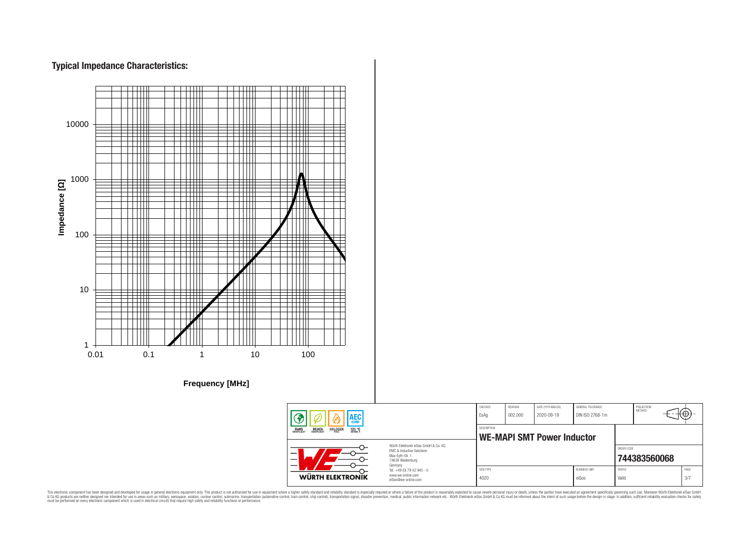## Typical Impedance Characteristics:

Impedance [Ω]

10000

1000

100

10

1

0.01 0.1 1 10 100

Frequency [MHz]

| | | CHECKED | REVISION | DATE (YYYY-MM-DD) | GENERAL TOLERANCE | PROJECTION METHOD |
|---|---|---|---|---|---|---|
| RoHS COMPLIANT, REACh COMPLIANT, HALOGEN FREE, AEC Q200, 125 °C GRADE 1 | | EsAg | 002.000 | 2020-09-19 | DIN ISO 2768-1m | |
| | | DESCRIPTION | | | | |
| | | **WE-MAPI SMT Power Inductor** | | | | ORDER CODE |
| WÜRTH ELEKTRONIK | Würth Elektronik eiSos GmbH & Co. KG<br>EMC & Inductive Solutions<br>Max-Eyth-Str. 1<br>74638 Waldenburg<br>Germany<br>Tel. +49 (0) 79 42 945 - 0<br>www.we-online.com<br>eiSos@we-online.com | | | | | **744383560068** |
| | | SIZE/TYPE | | | BUSINESS UNIT | STATUS | PAGE |
| | | 4020 | | | eiSos | Valid | 3/7 |

This electronic component has been designed and developed for usage in general electronic equipment only. This product is not authorized for use in equipment where a higher safety standard and reliability standard is especially required or where a failure of the product is reasonably expected to cause severe personal injury or death, unless the parties have executed an agreement specifically governing such use. Moreover Würth Elektronik eiSos GmbH & Co KG products are neither designed nor intended for use in areas such as military, aerospace, aviation, nuclear control, submarine, transportation (automotive control, train control, ship control), transportation signal, disaster prevention, medical, public information network etc.. Würth Elektronik eiSos GmbH & Co KG must be informed about the intent of such usage before the design-in stage. In addition, sufficient reliability evaluation checks for safety must be performed on every electronic component which is used in electrical circuits that require high safety and reliability functions or performance.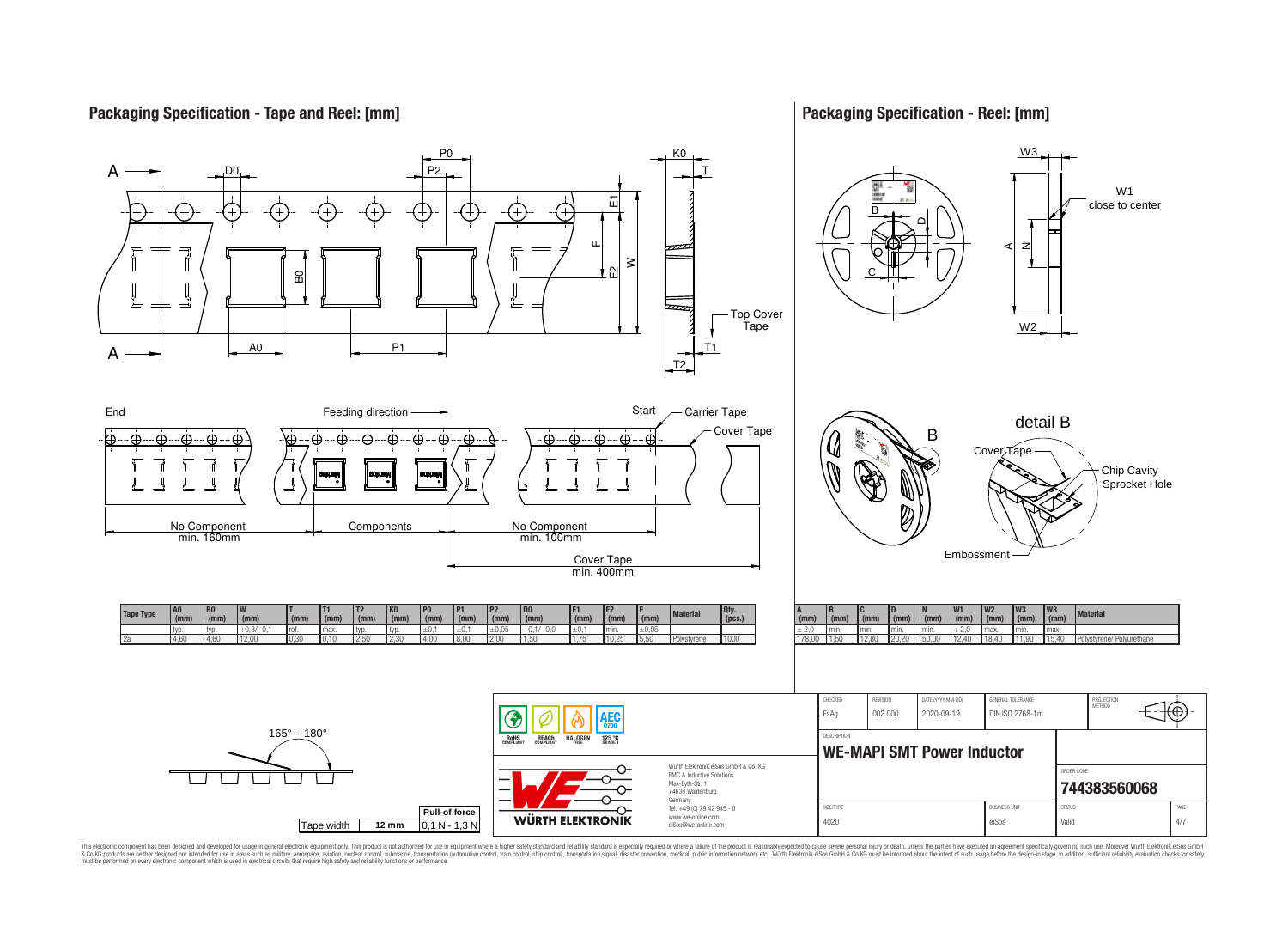## Packaging Specification - Tape and Reel: [mm]

End — Feeding direction — Start — Carrier Tape — Cover Tape

No Component min. 160mm | Components | No Component min. 100mm

Cover Tape min. 400mm

| Tape Type | A0 (mm) | B0 (mm) | W (mm) | T (mm) | T1 (mm) | T2 (mm) | K0 (mm) | P0 (mm) | P1 (mm) | P2 (mm) | D0 (mm) | E1 (mm) | E2 (mm) | F (mm) | Material | Qty. (pcs.) |
|---|---|---|---|---|---|---|---|---|---|---|---|---|---|---|---|---|
| | typ. | typ. | +0,3/ -0,1 | ref. | max. | typ. | typ. | ±0,1 | ±0,1 | ±0,05 | +0,1/ -0,0 | ±0,1 | min. | ±0,05 | | |
| 2a | 4,60 | 4,60 | 12,00 | 0,30 | 0,10 | 2,50 | 2,30 | 4,00 | 8,00 | 2,00 | 1,50 | 1,75 | 10,25 | 5,50 | Polystyrene | 1000 |

165° - 180°

| Tape width | 12 mm | Pull-of force 0,1 N - 1,3 N |
|---|---|---|

## Packaging Specification - Reel: [mm]

W1 close to center

detail B: Cover Tape, Chip Cavity, Sprocket Hole, Embossment

| A (mm) | B (mm) | C (mm) | D (mm) | N (mm) | W1 (mm) | W2 (mm) | W3 (mm) | W3 (mm) | Material |
|---|---|---|---|---|---|---|---|---|---|
| ± 2,0 | min. | min. | min. | min. | + 2,0 | max. | min. | max. | |
| 178,00 | 1,50 | 12,80 | 20,20 | 50,00 | 12,40 | 18,40 | 11,90 | 15,40 | Polystyrene/ Polyurethane |

| CHECKED | REVISION | DATE (YYYY-MM-DD) | GENERAL TOLERANCE | PROJECTION METHOD |
|---|---|---|---|---|
| EsAg | 002.000 | 2020-09-19 | DIN ISO 2768-1m | |

DESCRIPTION: **WE-MAPI SMT Power Inductor**

ORDER CODE: **744383560068**

| SIZE/TYPE | BUSINESS UNIT | STATUS | PAGE |
|---|---|---|---|
| 4020 | eiSos | Valid | 4/7 |

RoHS COMPLIANT — REACh COMPLIANT — HALOGEN FREE — AEC Q200 — 125 °C GRADE 1

Würth Elektronik eiSos GmbH & Co. KG
EMC & Inductive Solutions
Max-Eyth-Str. 1
74638 Waldenburg
Germany
Tel. +49 (0) 79 42 945 - 0
www.we-online.com
eiSos@we-online.com

WÜRTH ELEKTRONIK

This electronic component has been designed and developed for usage in general electronic equipment only. This product is not authorized for use in equipment where a higher safety standard and reliability standard is especially required or where a failure of the product is reasonably expected to cause severe personal injury or death, unless the parties have executed an agreement specifically governing such use. Moreover Würth Elektronik eiSos GmbH & Co KG products are neither designed nor intended for use in areas such as military, aerospace, aviation, nuclear control, submarine, transportation (automotive control, train control, ship control), transportation signal, disaster prevention, medical, public information network etc.. Würth Elektronik eiSos GmbH & Co KG must be informed about the intent of such usage before the design-in stage. In addition, sufficient reliability evaluation checks for safety must be performed on every electronic component which is used in electrical circuits that require high safety and reliability functions or performance.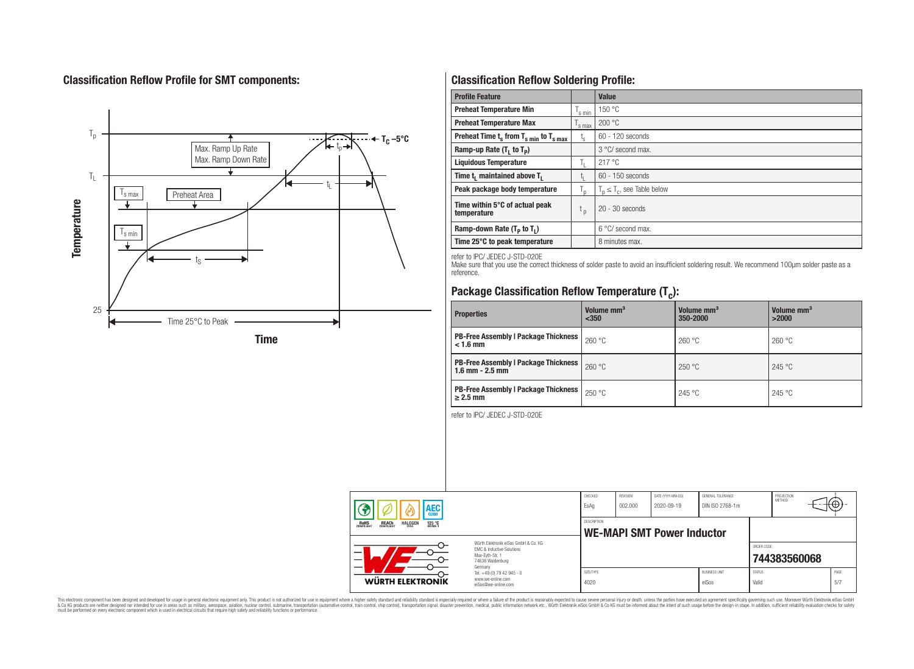## Classification Reflow Profile for SMT components:

## Classification Reflow Soldering Profile:

| Profile Feature | | Value |
|---|---|---|
| Preheat Temperature Min | $T_{s\,min}$ | 150 °C |
| Preheat Temperature Max | $T_{s\,max}$ | 200 °C |
| Preheat Time $t_s$ from $T_{s\,min}$ to $T_{s\,max}$ | $t_s$ | 60 - 120 seconds |
| Ramp-up Rate ($T_L$ to $T_P$) | | 3 °C/ second max. |
| Liquidous Temperature | $T_L$ | 217 °C |
| Time $t_L$ maintained above $T_L$ | $t_L$ | 60 - 150 seconds |
| Peak package body temperature | $T_p$ | $T_p \leq T_c$, see Table below |
| Time within 5°C of actual peak temperature | $t_p$ | 20 - 30 seconds |
| Ramp-down Rate ($T_P$ to $T_L$) | | 6 °C/ second max. |
| Time 25°C to peak temperature | | 8 minutes max. |

refer to IPC/ JEDEC J-STD-020E

Make sure that you use the correct thickness of solder paste to avoid an insufficient soldering result. We recommend 100µm solder paste as a reference.

## Package Classification Reflow Temperature ($T_c$):

| Properties | Volume mm³ <350 | Volume mm³ 350-2000 | Volume mm³ >2000 |
|---|---|---|---|
| PB-Free Assembly \| Package Thickness < 1.6 mm | 260 °C | 260 °C | 260 °C |
| PB-Free Assembly \| Package Thickness 1.6 mm - 2.5 mm | 260 °C | 250 °C | 245 °C |
| PB-Free Assembly \| Package Thickness ≥ 2.5 mm | 250 °C | 245 °C | 245 °C |

refer to IPC/ JEDEC J-STD-020E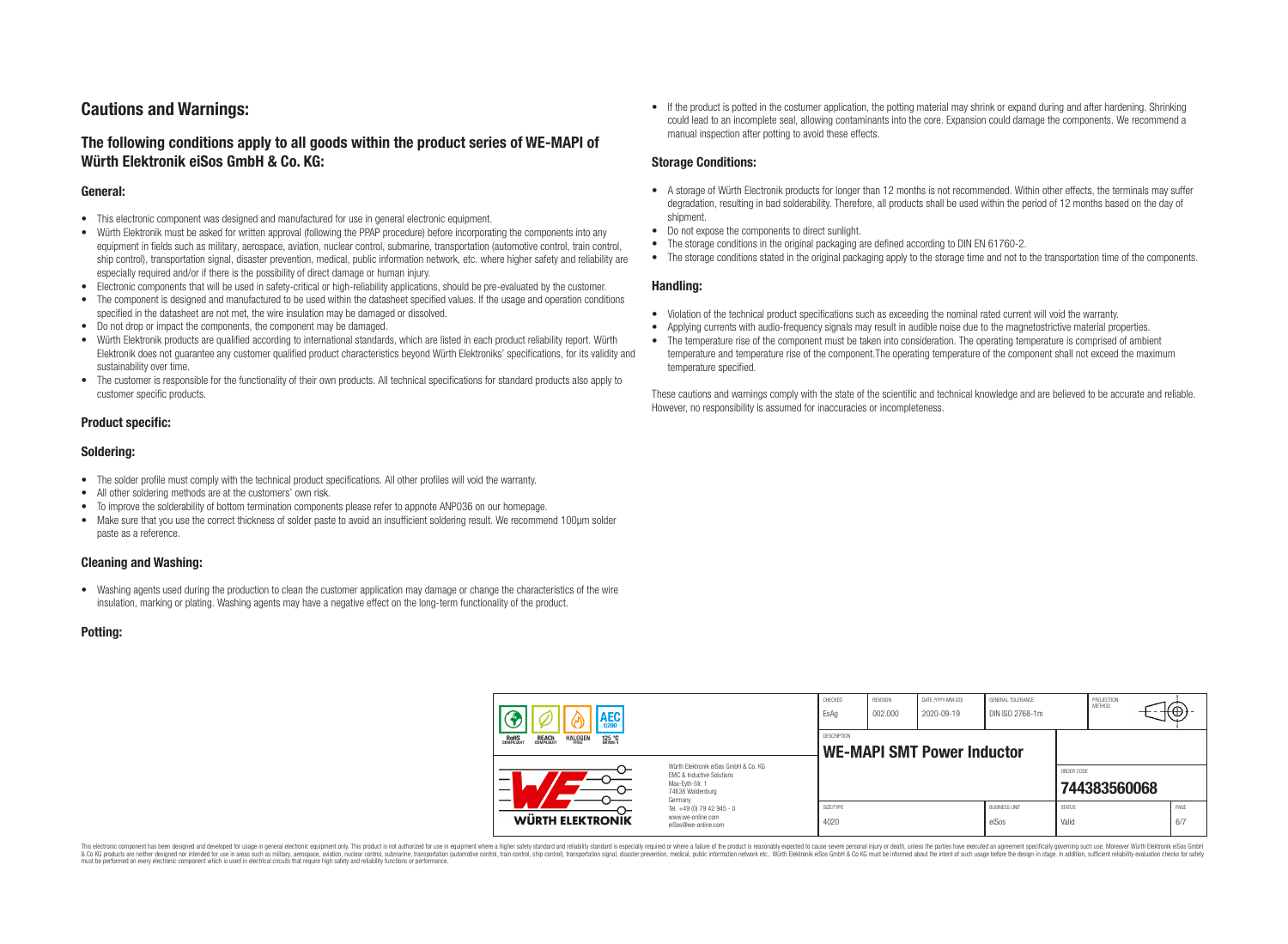# Cautions and Warnings:

## The following conditions apply to all goods within the product series of WE-MAPI of Würth Elektronik eiSos GmbH & Co. KG:

### General:

- This electronic component was designed and manufactured for use in general electronic equipment.
- Würth Elektronik must be asked for written approval (following the PPAP procedure) before incorporating the components into any equipment in fields such as military, aerospace, aviation, nuclear control, submarine, transportation (automotive control, train control, ship control), transportation signal, disaster prevention, medical, public information network, etc. where higher safety and reliability are especially required and/or if there is the possibility of direct damage or human injury.
- Electronic components that will be used in safety-critical or high-reliability applications, should be pre-evaluated by the customer.
- The component is designed and manufactured to be used within the datasheet specified values. If the usage and operation conditions specified in the datasheet are not met, the wire insulation may be damaged or dissolved.
- Do not drop or impact the components, the component may be damaged.
- Würth Elektronik products are qualified according to international standards, which are listed in each product reliability report. Würth Elektronik does not guarantee any customer qualified product characteristics beyond Würth Elektroniks' specifications, for its validity and sustainability over time.
- The customer is responsible for the functionality of their own products. All technical specifications for standard products also apply to customer specific products.

### Product specific:

### Soldering:

- The solder profile must comply with the technical product specifications. All other profiles will void the warranty.
- All other soldering methods are at the customers' own risk.
- To improve the solderability of bottom termination components please refer to appnote ANP036 on our homepage.
- Make sure that you use the correct thickness of solder paste to avoid an insufficient soldering result. We recommend 100µm solder paste as a reference.

### Cleaning and Washing:

- Washing agents used during the production to clean the customer application may damage or change the characteristics of the wire insulation, marking or plating. Washing agents may have a negative effect on the long-term functionality of the product.

### Potting:

- If the product is potted in the costumer application, the potting material may shrink or expand during and after hardening. Shrinking could lead to an incomplete seal, allowing contaminants into the core. Expansion could damage the components. We recommend a manual inspection after potting to avoid these effects.

### Storage Conditions:

- A storage of Würth Electronik products for longer than 12 months is not recommended. Within other effects, the terminals may suffer degradation, resulting in bad solderability. Therefore, all products shall be used within the period of 12 months based on the day of shipment.
- Do not expose the components to direct sunlight.
- The storage conditions in the original packaging are defined according to DIN EN 61760-2.
- The storage conditions stated in the original packaging apply to the storage time and not to the transportation time of the components.

### Handling:

- Violation of the technical product specifications such as exceeding the nominal rated current will void the warranty.
- Applying currents with audio-frequency signals may result in audible noise due to the magnetostrictive material properties.
- The temperature rise of the component must be taken into consideration. The operating temperature is comprised of ambient temperature and temperature rise of the component.The operating temperature of the component shall not exceed the maximum temperature specified.

These cautions and warnings comply with the state of the scientific and technical knowledge and are believed to be accurate and reliable. However, no responsibility is assumed for inaccuracies or incompleteness.

| CHECKED | REVISION | DATE (YYYY-MM-DD) | GENERAL TOLERANCE | PROJECTION METHOD |
|---|---|---|---|---|
| EsAg | 002.000 | 2020-09-19 | DIN ISO 2768-1m | |

| DESCRIPTION | ORDER CODE |
|---|---|
| WE-MAPI SMT Power Inductor | 744383560068 |

| SIZE/TYPE | BUSINESS UNIT | STATUS |
|---|---|---|
| 4020 | eiSos | Valid |

Würth Elektronik eiSos GmbH & Co. KG
EMC & Inductive Solutions
Max-Eyth-Str. 1
74638 Waldenburg
Germany
Tel. +49 (0) 79 42 945 - 0
www.we-online.com
eiSos@we-online.com

This electronic component has been designed and developed for usage in general electronic equipment only. This product is not authorized for use in equipment where a higher safety standard and reliability standard is especially required or where a failure of the product is reasonably expected to cause severe personal injury or death, unless the parties have executed an agreement specifically governing such use. Moreover Würth Elektronik eiSos GmbH & Co KG products are neither designed nor intended for use in areas such as military, aerospace, aviation, nuclear control, submarine, transportation (automotive control, train control, ship control), transportation signal, disaster prevention, medical, public information network etc.. Würth Elektronik eiSos GmbH & Co KG must be informed about the intent of such usage before the design-in stage. In addition, sufficient reliability evaluation checks for safety must be performed on every electronic component which is used in electrical circuits that require high safety and reliability functions or performance.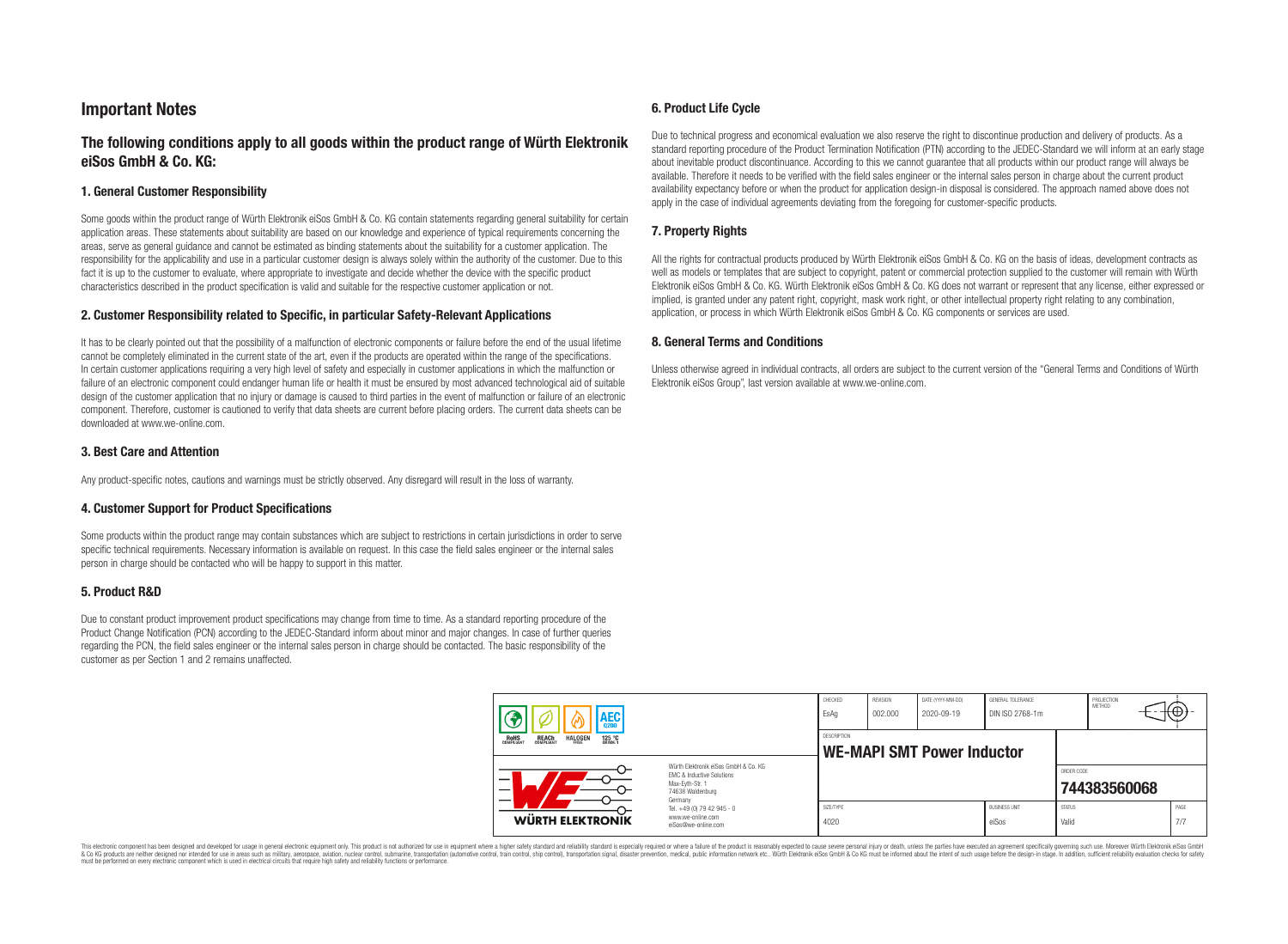# Important Notes

## The following conditions apply to all goods within the product range of Würth Elektronik eiSos GmbH & Co. KG:

### 1. General Customer Responsibility

Some goods within the product range of Würth Elektronik eiSos GmbH & Co. KG contain statements regarding general suitability for certain application areas. These statements about suitability are based on our knowledge and experience of typical requirements concerning the areas, serve as general guidance and cannot be estimated as binding statements about the suitability for a customer application. The responsibility for the applicability and use in a particular customer design is always solely within the authority of the customer. Due to this fact it is up to the customer to evaluate, where appropriate to investigate and decide whether the device with the specific product characteristics described in the product specification is valid and suitable for the respective customer application or not.

### 2. Customer Responsibility related to Specific, in particular Safety-Relevant Applications

It has to be clearly pointed out that the possibility of a malfunction of electronic components or failure before the end of the usual lifetime cannot be completely eliminated in the current state of the art, even if the products are operated within the range of the specifications. In certain customer applications requiring a very high level of safety and especially in customer applications in which the malfunction or failure of an electronic component could endanger human life or health it must be ensured by most advanced technological aid of suitable design of the customer application that no injury or damage is caused to third parties in the event of malfunction or failure of an electronic component. Therefore, customer is cautioned to verify that data sheets are current before placing orders. The current data sheets can be downloaded at www.we-online.com.

### 3. Best Care and Attention

Any product-specific notes, cautions and warnings must be strictly observed. Any disregard will result in the loss of warranty.

### 4. Customer Support for Product Specifications

Some products within the product range may contain substances which are subject to restrictions in certain jurisdictions in order to serve specific technical requirements. Necessary information is available on request. In this case the field sales engineer or the internal sales person in charge should be contacted who will be happy to support in this matter.

### 5. Product R&D

Due to constant product improvement product specifications may change from time to time. As a standard reporting procedure of the Product Change Notification (PCN) according to the JEDEC-Standard inform about minor and major changes. In case of further queries regarding the PCN, the field sales engineer or the internal sales person in charge should be contacted. The basic responsibility of the customer as per Section 1 and 2 remains unaffected.

### 6. Product Life Cycle

Due to technical progress and economical evaluation we also reserve the right to discontinue production and delivery of products. As a standard reporting procedure of the Product Termination Notification (PTN) according to the JEDEC-Standard we will inform at an early stage about inevitable product discontinuance. According to this we cannot guarantee that all products within our product range will always be available. Therefore it needs to be verified with the field sales engineer or the internal sales person in charge about the current product availability expectancy before or when the product for application design-in disposal is considered. The approach named above does not apply in the case of individual agreements deviating from the foregoing for customer-specific products.

### 7. Property Rights

All the rights for contractual products produced by Würth Elektronik eiSos GmbH & Co. KG on the basis of ideas, development contracts as well as models or templates that are subject to copyright, patent or commercial protection supplied to the customer will remain with Würth Elektronik eiSos GmbH & Co. KG. Würth Elektronik eiSos GmbH & Co. KG does not warrant or represent that any license, either expressed or implied, is granted under any patent right, copyright, mask work right, or other intellectual property right relating to any combination, application, or process in which Würth Elektronik eiSos GmbH & Co. KG components or services are used.

### 8. General Terms and Conditions

Unless otherwise agreed in individual contracts, all orders are subject to the current version of the "General Terms and Conditions of Würth Elektronik eiSos Group", last version available at www.we-online.com.

| | | | | | | | |
|---|---|---|---|---|---|---|---|
| RoHS COMPLIANT, REACh COMPLIANT, HALOGEN FREE, AEC Q200, 125 °C GRADE 1 | | CHECKED EsAg | REVISION 002.000 | DATE (YYYY-MM-DD) 2020-09-19 | GENERAL TOLERANCE DIN ISO 2768-1m | PROJECTION METHOD | |
| | | DESCRIPTION **WE-MAPI SMT Power Inductor** | | | | | |
| WÜRTH ELEKTRONIK | Würth Elektronik eiSos GmbH & Co. KG<br>EMC & Inductive Solutions<br>Max-Eyth-Str. 1<br>74638 Waldenburg<br>Germany<br>Tel. +49 (0) 79 42 945 - 0<br>www.we-online.com<br>eiSos@we-online.com | | | | | ORDER CODE **744383560068** | |
| | | SIZE/TYPE 4020 | | | BUSINESS UNIT eiSos | STATUS Valid | PAGE 7/7 |

This electronic component has been designed and developed for usage in general electronic equipment only. This product is not authorized for use in equipment where a higher safety standard and reliability standard is especially required or where a failure of the product is reasonably expected to cause severe personal injury or death, unless the parties have executed an agreement specifically governing such use. Moreover Würth Elektronik eiSos GmbH & Co KG products are neither designed nor intended for use in areas such as military, aerospace, aviation, nuclear control, submarine, transportation (automotive control, train control, ship control), transportation signal, disaster prevention, medical, public information network etc.. Würth Elektronik eiSos GmbH & Co KG must be informed about the intent of such usage before the design-in stage. In addition, sufficient reliability evaluation checks for safety must be performed on every electronic component which is used in electrical circuits that require high safety and reliability functions or performance.